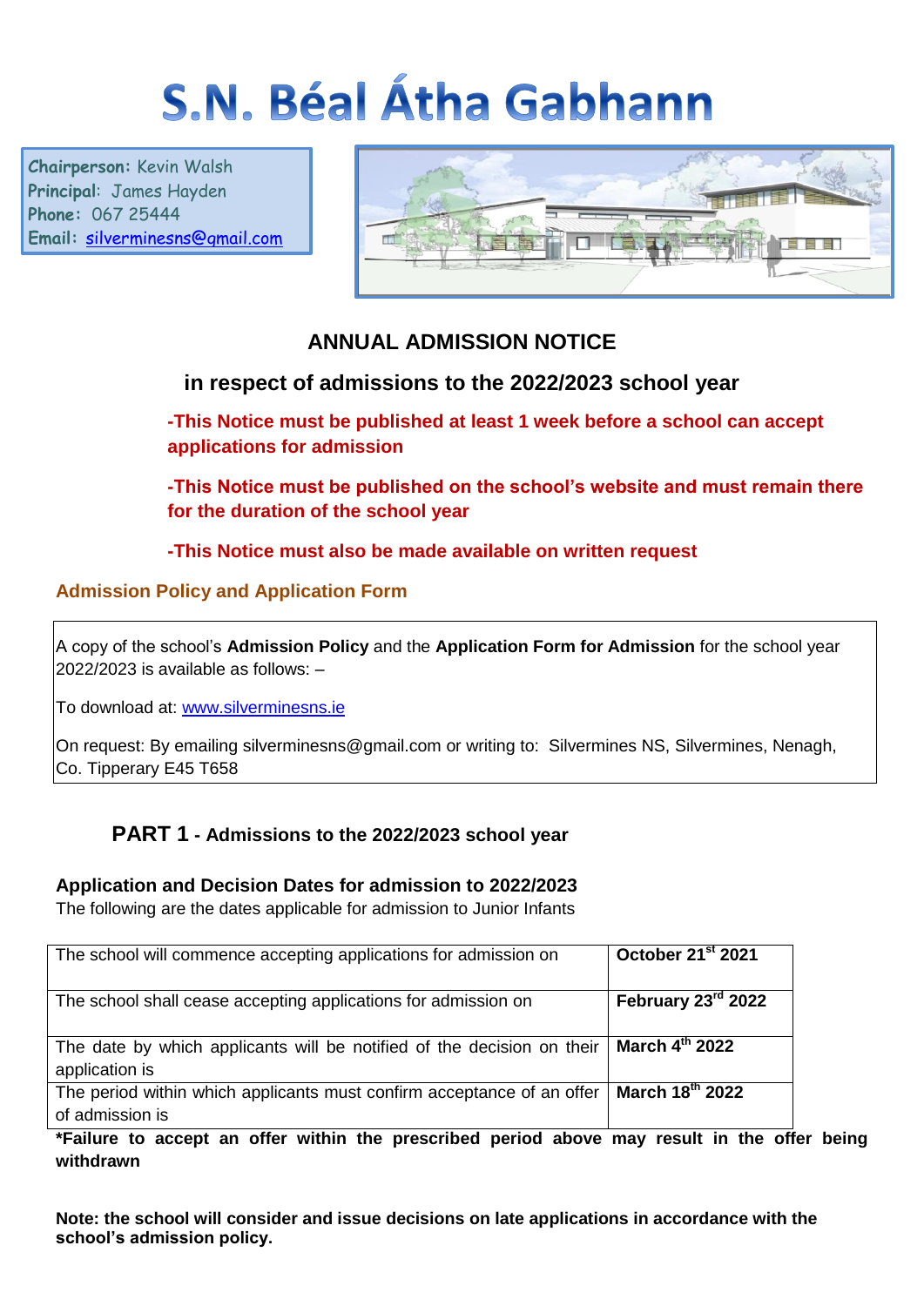# S.N. Béal Átha Gabhann

**Chairperson:** Kevin Walsh
**Principal:** James Hayden
**Phone:** 067 25444
**Email:** silverminesns@gmail.com

## ANNUAL ADMISSION NOTICE

### in respect of admissions to the 2022/2023 school year

**-This Notice must be published at least 1 week before a school can accept applications for admission**

**-This Notice must be published on the school's website and must remain there for the duration of the school year**

**-This Notice must also be made available on written request**

### Admission Policy and Application Form

A copy of the school's **Admission Policy** and the **Application Form for Admission** for the school year 2022/2023 is available as follows: –

To download at: www.silverminesns.ie

On request: By emailing silverminesns@gmail.com or writing to: Silvermines NS, Silvermines, Nenagh, Co. Tipperary E45 T658

## PART 1 - Admissions to the 2022/2023 school year

### Application and Decision Dates for admission to 2022/2023

The following are the dates applicable for admission to Junior Infants

| | |
|---|---|
| The school will commence accepting applications for admission on | **October 21st 2021** |
| The school shall cease accepting applications for admission on | **February 23rd 2022** |
| The date by which applicants will be notified of the decision on their application is | **March 4th 2022** |
| The period within which applicants must confirm acceptance of an offer of admission is | **March 18th 2022** |

***Failure to accept an offer within the prescribed period above may result in the offer being withdrawn**

**Note: the school will consider and issue decisions on late applications in accordance with the school's admission policy.**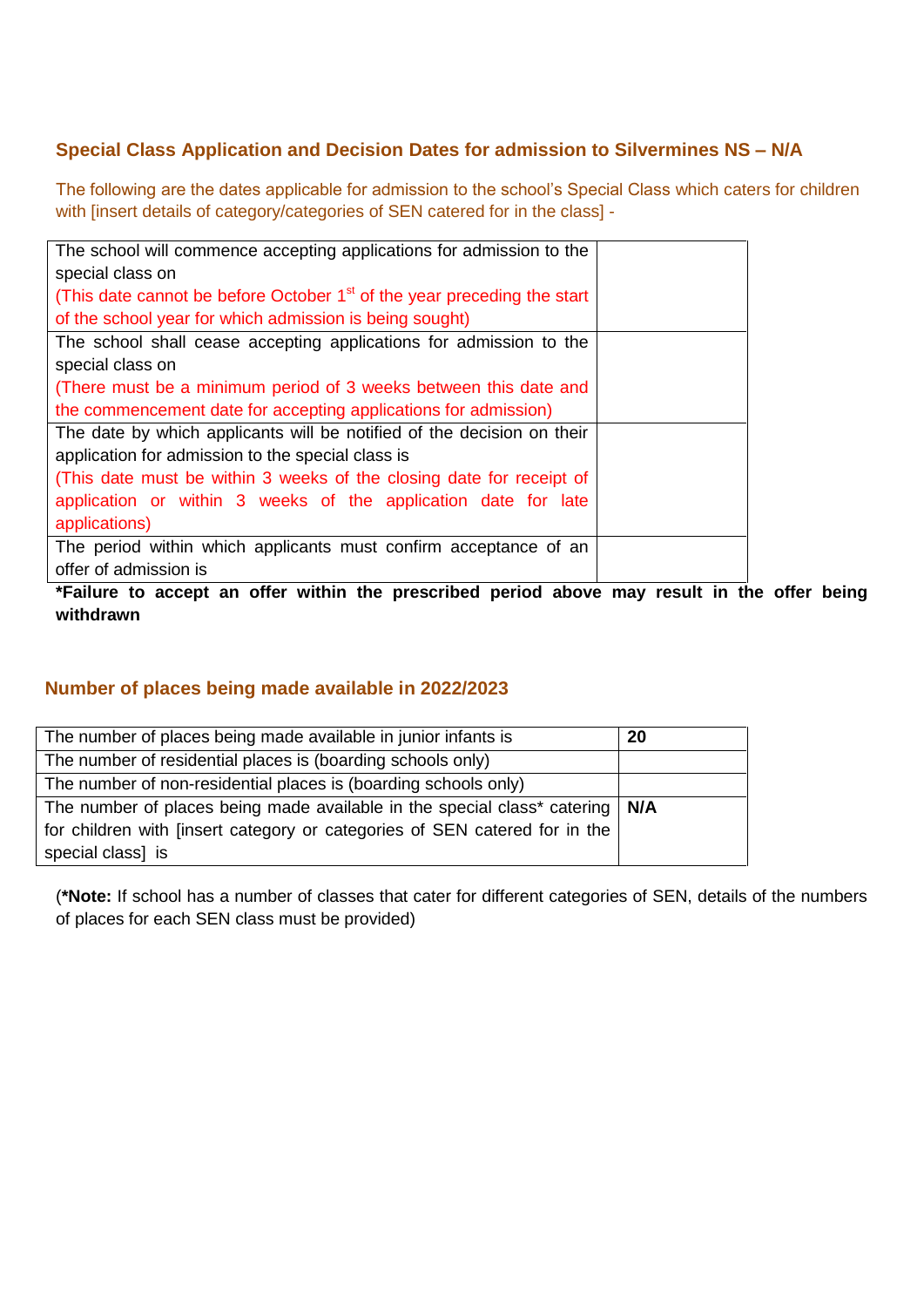## Special Class Application and Decision Dates for admission to Silvermines NS – N/A

The following are the dates applicable for admission to the school's Special Class which caters for children with [insert details of category/categories of SEN catered for in the class] -

| | |
|---|---|
| The school will commence accepting applications for admission to the special class on (This date cannot be before October 1st of the year preceding the start of the school year for which admission is being sought) | |
| The school shall cease accepting applications for admission to the special class on (There must be a minimum period of 3 weeks between this date and the commencement date for accepting applications for admission) | |
| The date by which applicants will be notified of the decision on their application for admission to the special class is (This date must be within 3 weeks of the closing date for receipt of application or within 3 weeks of the application date for late applications) | |
| The period within which applicants must confirm acceptance of an offer of admission is | |

***Failure to accept an offer within the prescribed period above may result in the offer being withdrawn**

## Number of places being made available in 2022/2023

| | |
|---|---|
| The number of places being made available in junior infants is | **20** |
| The number of residential places is (boarding schools only) | |
| The number of non-residential places is (boarding schools only) | |
| The number of places being made available in the special class* catering for children with [insert category or categories of SEN catered for in the special class] is | **N/A** |

(***Note:** If school has a number of classes that cater for different categories of SEN, details of the numbers of places for each SEN class must be provided)